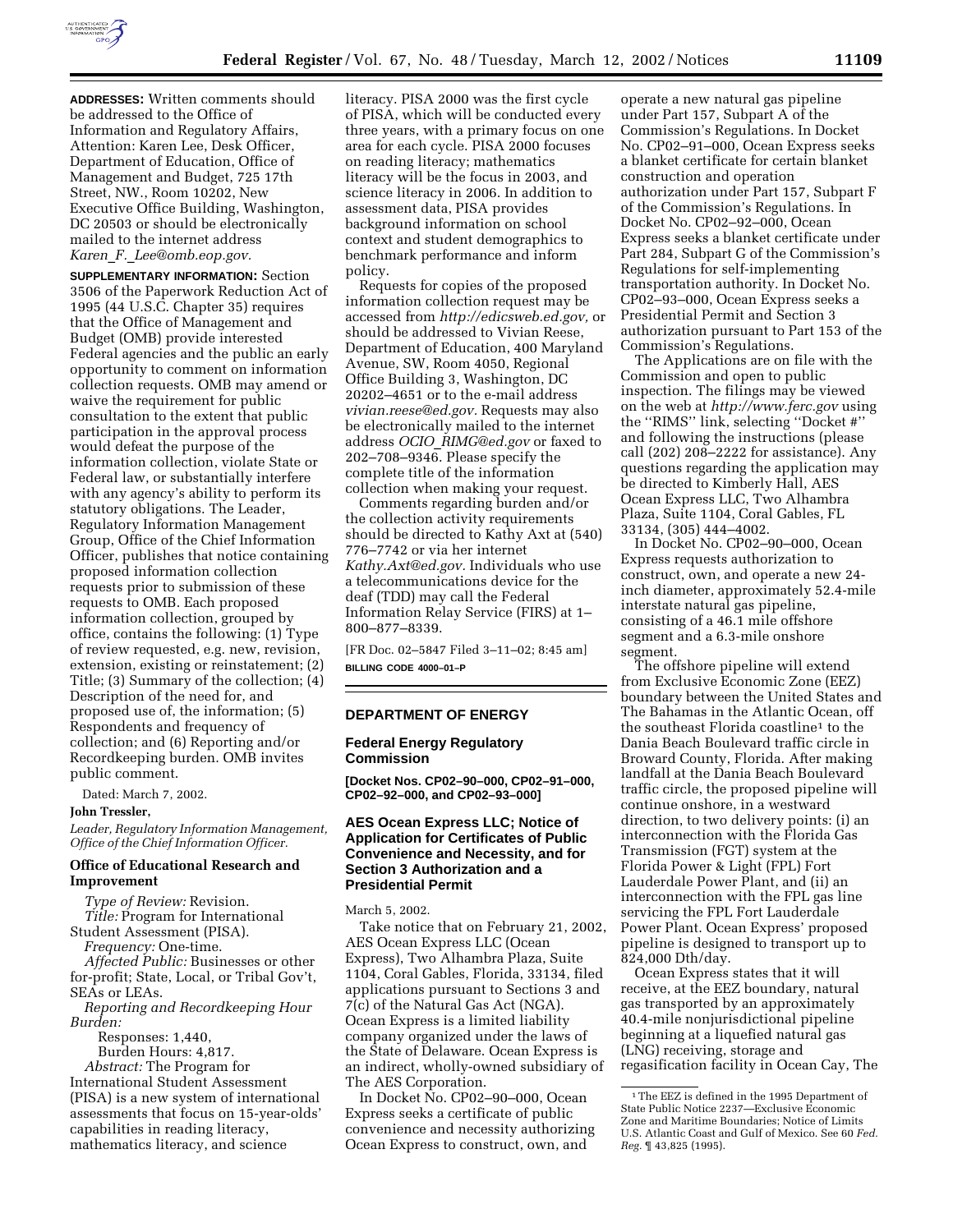**ADDRESSES:** Written comments should be addressed to the Office of Information and Regulatory Affairs, Attention: Karen Lee, Desk Officer, Department of Education, Office of Management and Budget, 725 17th Street, NW., Room 10202, New Executive Office Building, Washington, DC 20503 or should be electronically mailed to the internet address *Karen_F._Lee@omb.eop.gov.*

**SUPPLEMENTARY INFORMATION:** Section 3506 of the Paperwork Reduction Act of 1995 (44 U.S.C. Chapter 35) requires that the Office of Management and Budget (OMB) provide interested Federal agencies and the public an early opportunity to comment on information collection requests. OMB may amend or waive the requirement for public consultation to the extent that public participation in the approval process would defeat the purpose of the information collection, violate State or Federal law, or substantially interfere with any agency's ability to perform its statutory obligations. The Leader, Regulatory Information Management Group, Office of the Chief Information Officer, publishes that notice containing proposed information collection requests prior to submission of these requests to OMB. Each proposed information collection, grouped by office, contains the following: (1) Type of review requested, e.g. new, revision, extension, existing or reinstatement; (2) Title; (3) Summary of the collection; (4) Description of the need for, and proposed use of, the information; (5) Respondents and frequency of collection; and (6) Reporting and/or Recordkeeping burden. OMB invites public comment.

Dated: March 7, 2002.

**John Tressler,**

*Leader, Regulatory Information Management, Office of the Chief Information Officer.*

### Office of Educational Research and Improvement

*Type of Review:* Revision.

*Title:* Program for International Student Assessment (PISA).

*Frequency:* One-time.

*Affected Public:* Businesses or other for-profit; State, Local, or Tribal Gov't, SEAs or LEAs.

*Reporting and Recordkeeping Hour Burden:*

Responses: 1,440,

Burden Hours: 4,817.

*Abstract:* The Program for International Student Assessment (PISA) is a new system of international assessments that focus on 15-year-olds' capabilities in reading literacy, mathematics literacy, and science literacy. PISA 2000 was the first cycle of PISA, which will be conducted every three years, with a primary focus on one area for each cycle. PISA 2000 focuses on reading literacy; mathematics literacy will be the focus in 2003, and science literacy in 2006. In addition to assessment data, PISA provides background information on school context and student demographics to benchmark performance and inform policy.

Requests for copies of the proposed information collection request may be accessed from *http://edicsweb.ed.gov*, or should be addressed to Vivian Reese, Department of Education, 400 Maryland Avenue, SW, Room 4050, Regional Office Building 3, Washington, DC 20202–4651 or to the e-mail address *vivian.reese@ed.gov.* Requests may also be electronically mailed to the internet address *OCIO_RIMG@ed.gov* or faxed to 202–708–9346. Please specify the complete title of the information collection when making your request.

Comments regarding burden and/or the collection activity requirements should be directed to Kathy Axt at (540) 776–7742 or via her internet *Kathy.Axt@ed.gov.* Individuals who use a telecommunications device for the deaf (TDD) may call the Federal Information Relay Service (FIRS) at 1–800–877–8339.

[FR Doc. 02–5847 Filed 3–11–02; 8:45 am]

**BILLING CODE 4000–01–P**

## DEPARTMENT OF ENERGY

### Federal Energy Regulatory Commission

**[Docket Nos. CP02–90–000, CP02–91–000, CP02–92–000, and CP02–93–000]**

### AES Ocean Express LLC; Notice of Application for Certificates of Public Convenience and Necessity, and for Section 3 Authorization and a Presidential Permit

March 5, 2002.

Take notice that on February 21, 2002, AES Ocean Express LLC (Ocean Express), Two Alhambra Plaza, Suite 1104, Coral Gables, Florida, 33134, filed applications pursuant to Sections 3 and 7(c) of the Natural Gas Act (NGA). Ocean Express is a limited liability company organized under the laws of the State of Delaware. Ocean Express is an indirect, wholly-owned subsidiary of The AES Corporation.

In Docket No. CP02–90–000, Ocean Express seeks a certificate of public convenience and necessity authorizing Ocean Express to construct, own, and operate a new natural gas pipeline under Part 157, Subpart A of the Commission's Regulations. In Docket No. CP02–91–000, Ocean Express seeks a blanket certificate for certain blanket construction and operation authorization under Part 157, Subpart F of the Commission's Regulations. In Docket No. CP02–92–000, Ocean Express seeks a blanket certificate under Part 284, Subpart G of the Commission's Regulations for self-implementing transportation authority. In Docket No. CP02–93–000, Ocean Express seeks a Presidential Permit and Section 3 authorization pursuant to Part 153 of the Commission's Regulations.

The Applications are on file with the Commission and open to public inspection. The filings may be viewed on the web at *http://www.ferc.gov* using the ''RIMS'' link, selecting ''Docket #'' and following the instructions (please call (202) 208–2222 for assistance). Any questions regarding the application may be directed to Kimberly Hall, AES Ocean Express LLC, Two Alhambra Plaza, Suite 1104, Coral Gables, FL 33134, (305) 444–4002.

In Docket No. CP02–90–000, Ocean Express requests authorization to construct, own, and operate a new 24-inch diameter, approximately 52.4-mile interstate natural gas pipeline, consisting of a 46.1 mile offshore segment and a 6.3-mile onshore segment.

The offshore pipeline will extend from Exclusive Economic Zone (EEZ) boundary between the United States and The Bahamas in the Atlantic Ocean, off the southeast Florida coastline[1] to the Dania Beach Boulevard traffic circle in Broward County, Florida. After making landfall at the Dania Beach Boulevard traffic circle, the proposed pipeline will continue onshore, in a westward direction, to two delivery points: (i) an interconnection with the Florida Gas Transmission (FGT) system at the Florida Power & Light (FPL) Fort Lauderdale Power Plant, and (ii) an interconnection with the FPL gas line servicing the FPL Fort Lauderdale Power Plant. Ocean Express' proposed pipeline is designed to transport up to 824,000 Dth/day.

Ocean Express states that it will receive, at the EEZ boundary, natural gas transported by an approximately 40.4-mile nonjurisdictional pipeline beginning at a liquefied natural gas (LNG) receiving, storage and regasification facility in Ocean Cay, The

[1] The EEZ is defined in the 1995 Department of State Public Notice 2237—Exclusive Economic Zone and Maritime Boundaries; Notice of Limits U.S. Atlantic Coast and Gulf of Mexico. See 60 *Fed. Reg.* ¶ 43,825 (1995).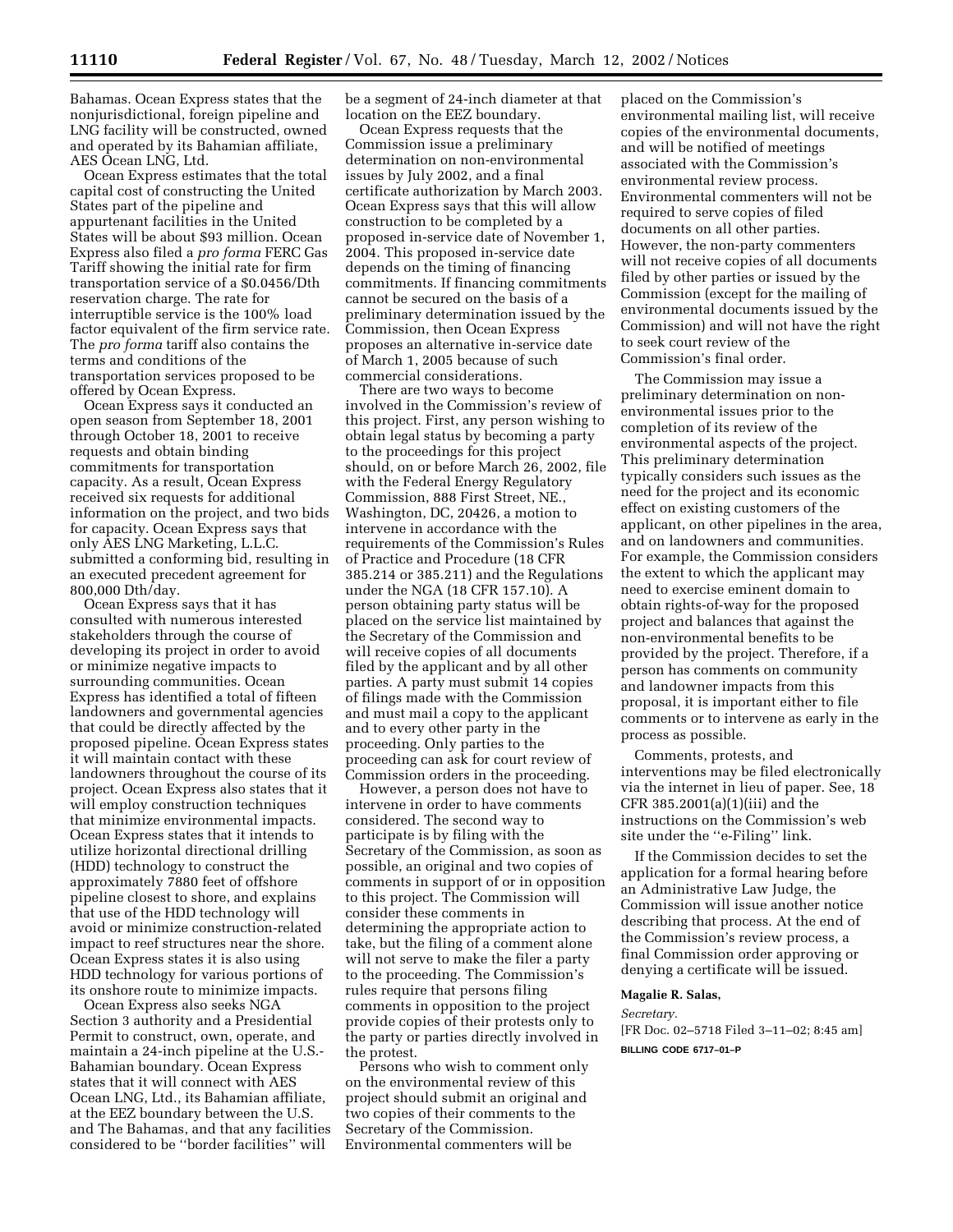Bahamas. Ocean Express states that the nonjurisdictional, foreign pipeline and LNG facility will be constructed, owned and operated by its Bahamian affiliate, AES Ocean LNG, Ltd.

Ocean Express estimates that the total capital cost of constructing the United States part of the pipeline and appurtenant facilities in the United States will be about $93 million. Ocean Express also filed a *pro forma* FERC Gas Tariff showing the initial rate for firm transportation service of a $0.0456/Dth reservation charge. The rate for interruptible service is the 100% load factor equivalent of the firm service rate. The *pro forma* tariff also contains the terms and conditions of the transportation services proposed to be offered by Ocean Express.

Ocean Express says it conducted an open season from September 18, 2001 through October 18, 2001 to receive requests and obtain binding commitments for transportation capacity. As a result, Ocean Express received six requests for additional information on the project, and two bids for capacity. Ocean Express says that only AES LNG Marketing, L.L.C. submitted a conforming bid, resulting in an executed precedent agreement for 800,000 Dth/day.

Ocean Express says that it has consulted with numerous interested stakeholders through the course of developing its project in order to avoid or minimize negative impacts to surrounding communities. Ocean Express has identified a total of fifteen landowners and governmental agencies that could be directly affected by the proposed pipeline. Ocean Express states it will maintain contact with these landowners throughout the course of its project. Ocean Express also states that it will employ construction techniques that minimize environmental impacts. Ocean Express states that it intends to utilize horizontal directional drilling (HDD) technology to construct the approximately 7880 feet of offshore pipeline closest to shore, and explains that use of the HDD technology will avoid or minimize construction-related impact to reef structures near the shore. Ocean Express states it is also using HDD technology for various portions of its onshore route to minimize impacts.

Ocean Express also seeks NGA Section 3 authority and a Presidential Permit to construct, own, operate, and maintain a 24-inch pipeline at the U.S.-Bahamian boundary. Ocean Express states that it will connect with AES Ocean LNG, Ltd., its Bahamian affiliate, at the EEZ boundary between the U.S. and The Bahamas, and that any facilities considered to be ''border facilities'' will be a segment of 24-inch diameter at that location on the EEZ boundary.

Ocean Express requests that the Commission issue a preliminary determination on non-environmental issues by July 2002, and a final certificate authorization by March 2003. Ocean Express says that this will allow construction to be completed by a proposed in-service date of November 1, 2004. This proposed in-service date depends on the timing of financing commitments. If financing commitments cannot be secured on the basis of a preliminary determination issued by the Commission, then Ocean Express proposes an alternative in-service date of March 1, 2005 because of such commercial considerations.

There are two ways to become involved in the Commission's review of this project. First, any person wishing to obtain legal status by becoming a party to the proceedings for this project should, on or before March 26, 2002, file with the Federal Energy Regulatory Commission, 888 First Street, NE., Washington, DC, 20426, a motion to intervene in accordance with the requirements of the Commission's Rules of Practice and Procedure (18 CFR 385.214 or 385.211) and the Regulations under the NGA (18 CFR 157.10). A person obtaining party status will be placed on the service list maintained by the Secretary of the Commission and will receive copies of all documents filed by the applicant and by all other parties. A party must submit 14 copies of filings made with the Commission and must mail a copy to the applicant and to every other party in the proceeding. Only parties to the proceeding can ask for court review of Commission orders in the proceeding.

However, a person does not have to intervene in order to have comments considered. The second way to participate is by filing with the Secretary of the Commission, as soon as possible, an original and two copies of comments in support of or in opposition to this project. The Commission will consider these comments in determining the appropriate action to take, but the filing of a comment alone will not serve to make the filer a party to the proceeding. The Commission's rules require that persons filing comments in opposition to the project provide copies of their protests only to the party or parties directly involved in the protest.

Persons who wish to comment only on the environmental review of this project should submit an original and two copies of their comments to the Secretary of the Commission. Environmental commenters will be placed on the Commission's environmental mailing list, will receive copies of the environmental documents, and will be notified of meetings associated with the Commission's environmental review process. Environmental commenters will not be required to serve copies of filed documents on all other parties. However, the non-party commenters will not receive copies of all documents filed by other parties or issued by the Commission (except for the mailing of environmental documents issued by the Commission) and will not have the right to seek court review of the Commission's final order.

The Commission may issue a preliminary determination on non-environmental issues prior to the completion of its review of the environmental aspects of the project. This preliminary determination typically considers such issues as the need for the project and its economic effect on existing customers of the applicant, on other pipelines in the area, and on landowners and communities. For example, the Commission considers the extent to which the applicant may need to exercise eminent domain to obtain rights-of-way for the proposed project and balances that against the non-environmental benefits to be provided by the project. Therefore, if a person has comments on community and landowner impacts from this proposal, it is important either to file comments or to intervene as early in the process as possible.

Comments, protests, and interventions may be filed electronically via the internet in lieu of paper. See, 18 CFR 385.2001(a)(1)(iii) and the instructions on the Commission's web site under the ''e-Filing'' link.

If the Commission decides to set the application for a formal hearing before an Administrative Law Judge, the Commission will issue another notice describing that process. At the end of the Commission's review process, a final Commission order approving or denying a certificate will be issued.

**Magalie R. Salas,**

*Secretary.*

[FR Doc. 02–5718 Filed 3–11–02; 8:45 am]

**BILLING CODE 6717–01–P**